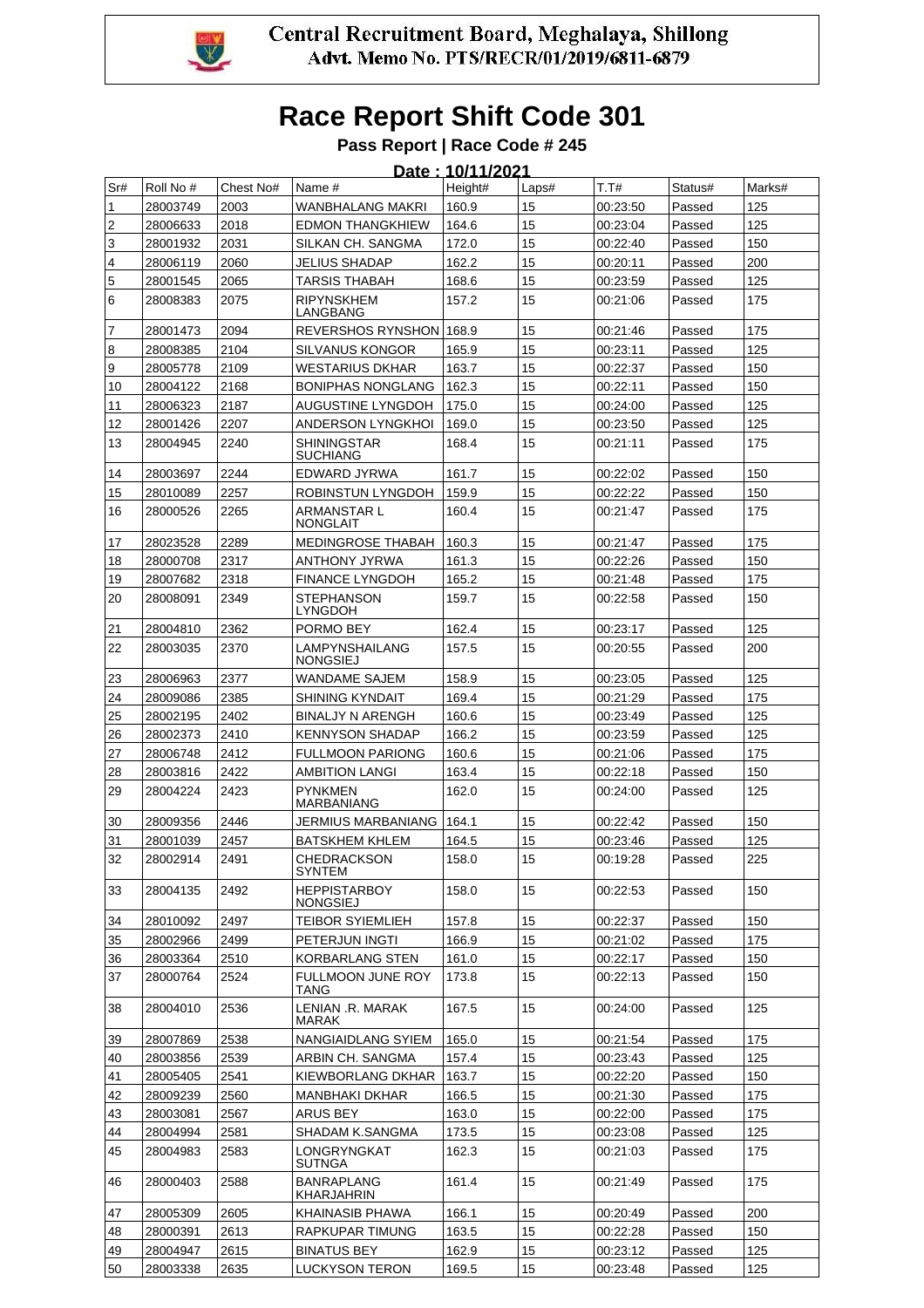**Central Recruitment Board, Meghalaya, Shillong**
**Advt. Memo No. PTS/RECR/01/2019/6811-6879**

# Race Report Shift Code 301

**Pass Report | Race Code # 245**

**Date : 10/11/2021**

| Sr# | Roll No # | Chest No# | Name # | Height# | Laps# | T.T# | Status# | Marks# |
|---|---|---|---|---|---|---|---|---|
| 1 | 28003749 | 2003 | WANBHALANG MAKRI | 160.9 | 15 | 00:23:50 | Passed | 125 |
| 2 | 28006633 | 2018 | EDMON THANGKHIEW | 164.6 | 15 | 00:23:04 | Passed | 125 |
| 3 | 28001932 | 2031 | SILKAN CH. SANGMA | 172.0 | 15 | 00:22:40 | Passed | 150 |
| 4 | 28006119 | 2060 | JELIUS SHADAP | 162.2 | 15 | 00:20:11 | Passed | 200 |
| 5 | 28001545 | 2065 | TARSIS THABAH | 168.6 | 15 | 00:23:59 | Passed | 125 |
| 6 | 28008383 | 2075 | RIPYNSKHEM LANGBANG | 157.2 | 15 | 00:21:06 | Passed | 175 |
| 7 | 28001473 | 2094 | REVERSHOS RYNSHON | 168.9 | 15 | 00:21:46 | Passed | 175 |
| 8 | 28008385 | 2104 | SILVANUS KONGOR | 165.9 | 15 | 00:23:11 | Passed | 125 |
| 9 | 28005778 | 2109 | WESTARIUS DKHAR | 163.7 | 15 | 00:22:37 | Passed | 150 |
| 10 | 28004122 | 2168 | BONIPHAS NONGLANG | 162.3 | 15 | 00:22:11 | Passed | 150 |
| 11 | 28006323 | 2187 | AUGUSTINE LYNGDOH | 175.0 | 15 | 00:24:00 | Passed | 125 |
| 12 | 28001426 | 2207 | ANDERSON LYNGKHOI | 169.0 | 15 | 00:23:50 | Passed | 125 |
| 13 | 28004945 | 2240 | SHININGSTAR SUCHIANG | 168.4 | 15 | 00:21:11 | Passed | 175 |
| 14 | 28003697 | 2244 | EDWARD JYRWA | 161.7 | 15 | 00:22:02 | Passed | 150 |
| 15 | 28010089 | 2257 | ROBINSTUN LYNGDOH | 159.9 | 15 | 00:22:22 | Passed | 150 |
| 16 | 28000526 | 2265 | ARMANSTAR L NONGLAIT | 160.4 | 15 | 00:21:47 | Passed | 175 |
| 17 | 28023528 | 2289 | MEDINGROSE THABAH | 160.3 | 15 | 00:21:47 | Passed | 175 |
| 18 | 28000708 | 2317 | ANTHONY JYRWA | 161.3 | 15 | 00:22:26 | Passed | 150 |
| 19 | 28007682 | 2318 | FINANCE LYNGDOH | 165.2 | 15 | 00:21:48 | Passed | 175 |
| 20 | 28008091 | 2349 | STEPHANSON LYNGDOH | 159.7 | 15 | 00:22:58 | Passed | 150 |
| 21 | 28004810 | 2362 | PORMO BEY | 162.4 | 15 | 00:23:17 | Passed | 125 |
| 22 | 28003035 | 2370 | LAMPYNSHAILANG NONGSIEJ | 157.5 | 15 | 00:20:55 | Passed | 200 |
| 23 | 28006963 | 2377 | WANDAME SAJEM | 158.9 | 15 | 00:23:05 | Passed | 125 |
| 24 | 28009086 | 2385 | SHINING KYNDAIT | 169.4 | 15 | 00:21:29 | Passed | 175 |
| 25 | 28002195 | 2402 | BINALJY N ARENGH | 160.6 | 15 | 00:23:49 | Passed | 125 |
| 26 | 28002373 | 2410 | KENNYSON SHADAP | 166.2 | 15 | 00:23:59 | Passed | 125 |
| 27 | 28006748 | 2412 | FULLMOON PARIONG | 160.6 | 15 | 00:21:06 | Passed | 175 |
| 28 | 28003816 | 2422 | AMBITION LANGI | 163.4 | 15 | 00:22:18 | Passed | 150 |
| 29 | 28004224 | 2423 | PYNKMEN MARBANIANG | 162.0 | 15 | 00:24:00 | Passed | 125 |
| 30 | 28009356 | 2446 | JERMIUS MARBANIANG | 164.1 | 15 | 00:22:42 | Passed | 150 |
| 31 | 28001039 | 2457 | BATSKHEM KHLEM | 164.5 | 15 | 00:23:46 | Passed | 125 |
| 32 | 28002914 | 2491 | CHEDRACKSON SYNTEM | 158.0 | 15 | 00:19:28 | Passed | 225 |
| 33 | 28004135 | 2492 | HEPPISTARBOY NONGSIEJ | 158.0 | 15 | 00:22:53 | Passed | 150 |
| 34 | 28010092 | 2497 | TEIBOR SYIEMLIEH | 157.8 | 15 | 00:22:37 | Passed | 150 |
| 35 | 28002966 | 2499 | PETERJUN INGTI | 166.9 | 15 | 00:21:02 | Passed | 175 |
| 36 | 28003364 | 2510 | KORBARLANG STEN | 161.0 | 15 | 00:22:17 | Passed | 150 |
| 37 | 28000764 | 2524 | FULLMOON JUNE ROY TANG | 173.8 | 15 | 00:22:13 | Passed | 150 |
| 38 | 28004010 | 2536 | LENIAN .R. MARAK MARAK | 167.5 | 15 | 00:24:00 | Passed | 125 |
| 39 | 28007869 | 2538 | NANGIAIDLANG SYIEM | 165.0 | 15 | 00:21:54 | Passed | 175 |
| 40 | 28003856 | 2539 | ARBIN CH. SANGMA | 157.4 | 15 | 00:23:43 | Passed | 125 |
| 41 | 28005405 | 2541 | KIEWBORLANG DKHAR | 163.7 | 15 | 00:22:20 | Passed | 150 |
| 42 | 28009239 | 2560 | MANBHAKI DKHAR | 166.5 | 15 | 00:21:30 | Passed | 175 |
| 43 | 28003081 | 2567 | ARUS BEY | 163.0 | 15 | 00:22:00 | Passed | 175 |
| 44 | 28004994 | 2581 | SHADAM K.SANGMA | 173.5 | 15 | 00:23:08 | Passed | 125 |
| 45 | 28004983 | 2583 | LONGRYNGKAT SUTNGA | 162.3 | 15 | 00:21:03 | Passed | 175 |
| 46 | 28000403 | 2588 | BANRAPLANG KHARJAHRIN | 161.4 | 15 | 00:21:49 | Passed | 175 |
| 47 | 28005309 | 2605 | KHAINASIB PHAWA | 166.1 | 15 | 00:20:49 | Passed | 200 |
| 48 | 28000391 | 2613 | RAPKUPAR TIMUNG | 163.5 | 15 | 00:22:28 | Passed | 150 |
| 49 | 28004947 | 2615 | BINATUS BEY | 162.9 | 15 | 00:23:12 | Passed | 125 |
| 50 | 28003338 | 2635 | LUCKYSON TERON | 169.5 | 15 | 00:23:48 | Passed | 125 |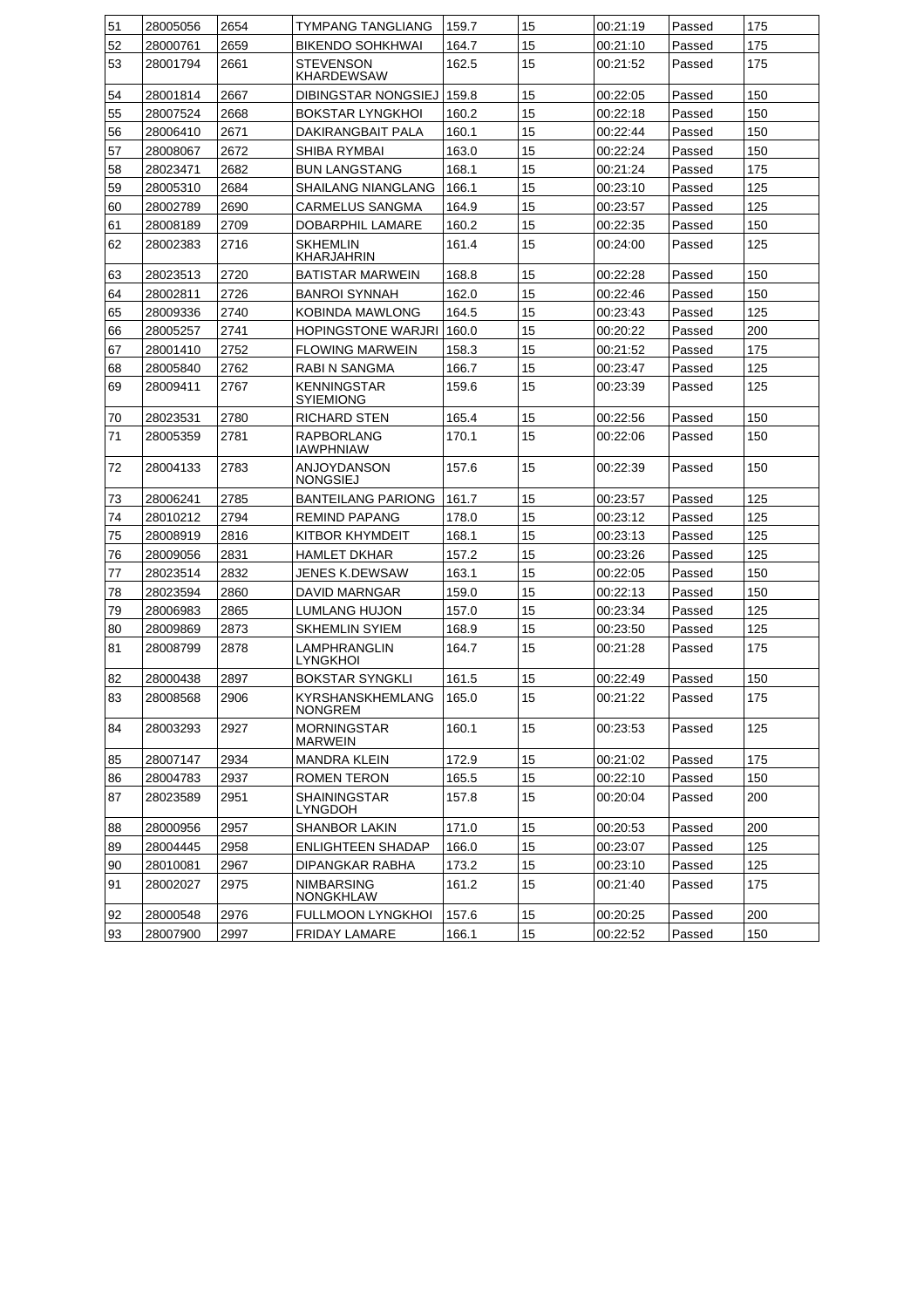| | | | | | | | | |
|---|---|---|---|---|---|---|---|---|
| 51 | 28005056 | 2654 | TYMPANG TANGLIANG | 159.7 | 15 | 00:21:19 | Passed | 175 |
| 52 | 28000761 | 2659 | BIKENDO SOHKHWAI | 164.7 | 15 | 00:21:10 | Passed | 175 |
| 53 | 28001794 | 2661 | STEVENSON KHARDEWSAW | 162.5 | 15 | 00:21:52 | Passed | 175 |
| 54 | 28001814 | 2667 | DIBINGSTAR NONGSIEJ | 159.8 | 15 | 00:22:05 | Passed | 150 |
| 55 | 28007524 | 2668 | BOKSTAR LYNGKHOI | 160.2 | 15 | 00:22:18 | Passed | 150 |
| 56 | 28006410 | 2671 | DAKIRANGBAIT PALA | 160.1 | 15 | 00:22:44 | Passed | 150 |
| 57 | 28008067 | 2672 | SHIBA RYMBAI | 163.0 | 15 | 00:22:24 | Passed | 150 |
| 58 | 28023471 | 2682 | BUN LANGSTANG | 168.1 | 15 | 00:21:24 | Passed | 175 |
| 59 | 28005310 | 2684 | SHAILANG NIANGLANG | 166.1 | 15 | 00:23:10 | Passed | 125 |
| 60 | 28002789 | 2690 | CARMELUS SANGMA | 164.9 | 15 | 00:23:57 | Passed | 125 |
| 61 | 28008189 | 2709 | DOBARPHIL LAMARE | 160.2 | 15 | 00:22:35 | Passed | 150 |
| 62 | 28002383 | 2716 | SKHEMLIN KHARJAHRIN | 161.4 | 15 | 00:24:00 | Passed | 125 |
| 63 | 28023513 | 2720 | BATISTAR MARWEIN | 168.8 | 15 | 00:22:28 | Passed | 150 |
| 64 | 28002811 | 2726 | BANROI SYNNAH | 162.0 | 15 | 00:22:46 | Passed | 150 |
| 65 | 28009336 | 2740 | KOBINDA MAWLONG | 164.5 | 15 | 00:23:43 | Passed | 125 |
| 66 | 28005257 | 2741 | HOPINGSTONE WARJRI | 160.0 | 15 | 00:20:22 | Passed | 200 |
| 67 | 28001410 | 2752 | FLOWING MARWEIN | 158.3 | 15 | 00:21:52 | Passed | 175 |
| 68 | 28005840 | 2762 | RABI N SANGMA | 166.7 | 15 | 00:23:47 | Passed | 125 |
| 69 | 28009411 | 2767 | KENNINGSTAR SYIEMIONG | 159.6 | 15 | 00:23:39 | Passed | 125 |
| 70 | 28023531 | 2780 | RICHARD STEN | 165.4 | 15 | 00:22:56 | Passed | 150 |
| 71 | 28005359 | 2781 | RAPBORLANG IAWPHNIAW | 170.1 | 15 | 00:22:06 | Passed | 150 |
| 72 | 28004133 | 2783 | ANJOYDANSON NONGSIEJ | 157.6 | 15 | 00:22:39 | Passed | 150 |
| 73 | 28006241 | 2785 | BANTEILANG PARIONG | 161.7 | 15 | 00:23:57 | Passed | 125 |
| 74 | 28010212 | 2794 | REMIND PAPANG | 178.0 | 15 | 00:23:12 | Passed | 125 |
| 75 | 28008919 | 2816 | KITBOR KHYMDEIT | 168.1 | 15 | 00:23:13 | Passed | 125 |
| 76 | 28009056 | 2831 | HAMLET DKHAR | 157.2 | 15 | 00:23:26 | Passed | 125 |
| 77 | 28023514 | 2832 | JENES K.DEWSAW | 163.1 | 15 | 00:22:05 | Passed | 150 |
| 78 | 28023594 | 2860 | DAVID MARNGAR | 159.0 | 15 | 00:22:13 | Passed | 150 |
| 79 | 28006983 | 2865 | LUMLANG HUJON | 157.0 | 15 | 00:23:34 | Passed | 125 |
| 80 | 28009869 | 2873 | SKHEMLIN SYIEM | 168.9 | 15 | 00:23:50 | Passed | 125 |
| 81 | 28008799 | 2878 | LAMPHRANGLIN LYNGKHOI | 164.7 | 15 | 00:21:28 | Passed | 175 |
| 82 | 28000438 | 2897 | BOKSTAR SYNGKLI | 161.5 | 15 | 00:22:49 | Passed | 150 |
| 83 | 28008568 | 2906 | KYRSHANSKHEMLANG NONGREM | 165.0 | 15 | 00:21:22 | Passed | 175 |
| 84 | 28003293 | 2927 | MORNINGSTAR MARWEIN | 160.1 | 15 | 00:23:53 | Passed | 125 |
| 85 | 28007147 | 2934 | MANDRA KLEIN | 172.9 | 15 | 00:21:02 | Passed | 175 |
| 86 | 28004783 | 2937 | ROMEN TERON | 165.5 | 15 | 00:22:10 | Passed | 150 |
| 87 | 28023589 | 2951 | SHAININGSTAR LYNGDOH | 157.8 | 15 | 00:20:04 | Passed | 200 |
| 88 | 28000956 | 2957 | SHANBOR LAKIN | 171.0 | 15 | 00:20:53 | Passed | 200 |
| 89 | 28004445 | 2958 | ENLIGHTEEN SHADAP | 166.0 | 15 | 00:23:07 | Passed | 125 |
| 90 | 28010081 | 2967 | DIPANGKAR RABHA | 173.2 | 15 | 00:23:10 | Passed | 125 |
| 91 | 28002027 | 2975 | NIMBARSING NONGKHLAW | 161.2 | 15 | 00:21:40 | Passed | 175 |
| 92 | 28000548 | 2976 | FULLMOON LYNGKHOI | 157.6 | 15 | 00:20:25 | Passed | 200 |
| 93 | 28007900 | 2997 | FRIDAY LAMARE | 166.1 | 15 | 00:22:52 | Passed | 150 |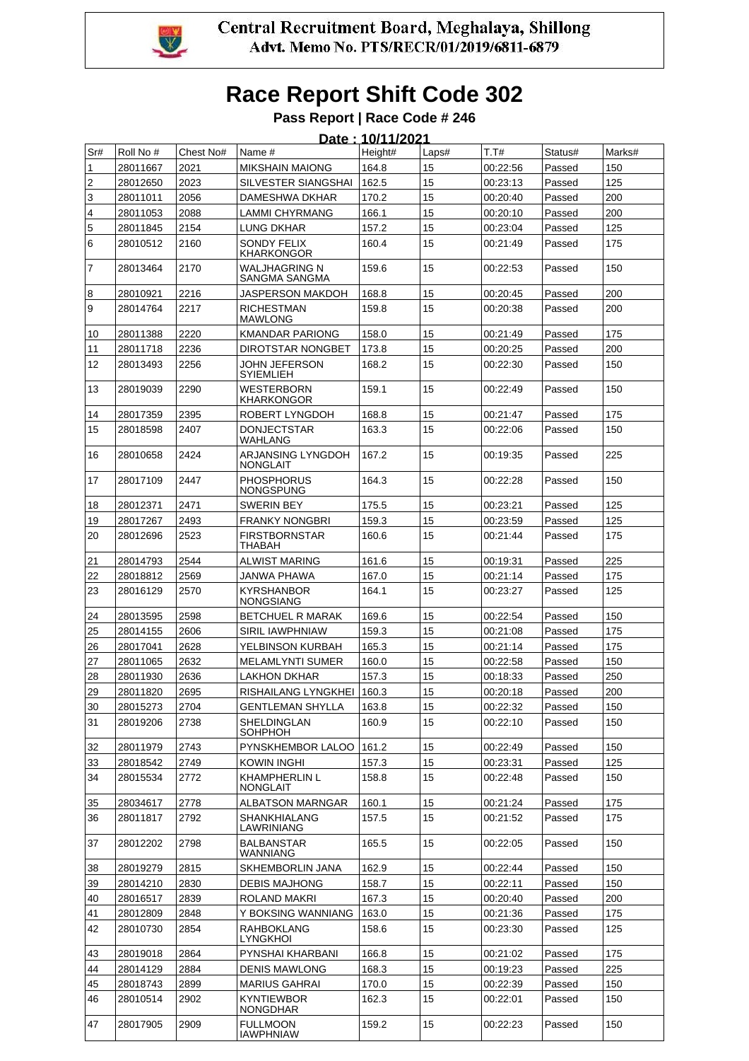# Central Recruitment Board, Meghalaya, Shillong

Advt. Memo No. PTS/RECR/01/2019/6811-6879

# Race Report Shift Code 302

**Pass Report | Race Code # 246**

**Date : 10/11/2021**

| Sr# | Roll No # | Chest No# | Name # | Height# | Laps# | T.T# | Status# | Marks# |
|---|---|---|---|---|---|---|---|---|
| 1 | 28011667 | 2021 | MIKSHAIN MAIONG | 164.8 | 15 | 00:22:56 | Passed | 150 |
| 2 | 28012650 | 2023 | SILVESTER SIANGSHAI | 162.5 | 15 | 00:23:13 | Passed | 125 |
| 3 | 28011011 | 2056 | DAMESHWA DKHAR | 170.2 | 15 | 00:20:40 | Passed | 200 |
| 4 | 28011053 | 2088 | LAMMI CHYRMANG | 166.1 | 15 | 00:20:10 | Passed | 200 |
| 5 | 28011845 | 2154 | LUNG DKHAR | 157.2 | 15 | 00:23:04 | Passed | 125 |
| 6 | 28010512 | 2160 | SONDY FELIX KHARKONGOR | 160.4 | 15 | 00:21:49 | Passed | 175 |
| 7 | 28013464 | 2170 | WALJHAGRING N SANGMA SANGMA | 159.6 | 15 | 00:22:53 | Passed | 150 |
| 8 | 28010921 | 2216 | JASPERSON MAKDOH | 168.8 | 15 | 00:20:45 | Passed | 200 |
| 9 | 28014764 | 2217 | RICHESTMAN MAWLONG | 159.8 | 15 | 00:20:38 | Passed | 200 |
| 10 | 28011388 | 2220 | KMANDAR PARIONG | 158.0 | 15 | 00:21:49 | Passed | 175 |
| 11 | 28011718 | 2236 | DIROTSTAR NONGBET | 173.8 | 15 | 00:20:25 | Passed | 200 |
| 12 | 28013493 | 2256 | JOHN JEFERSON SYIEMLIEH | 168.2 | 15 | 00:22:30 | Passed | 150 |
| 13 | 28019039 | 2290 | WESTERBORN KHARKONGOR | 159.1 | 15 | 00:22:49 | Passed | 150 |
| 14 | 28017359 | 2395 | ROBERT LYNGDOH | 168.8 | 15 | 00:21:47 | Passed | 175 |
| 15 | 28018598 | 2407 | DONJECTSTAR WAHLANG | 163.3 | 15 | 00:22:06 | Passed | 150 |
| 16 | 28010658 | 2424 | ARJANSING LYNGDOH NONGLAIT | 167.2 | 15 | 00:19:35 | Passed | 225 |
| 17 | 28017109 | 2447 | PHOSPHORUS NONGSPUNG | 164.3 | 15 | 00:22:28 | Passed | 150 |
| 18 | 28012371 | 2471 | SWERIN BEY | 175.5 | 15 | 00:23:21 | Passed | 125 |
| 19 | 28017267 | 2493 | FRANKY NONGBRI | 159.3 | 15 | 00:23:59 | Passed | 125 |
| 20 | 28012696 | 2523 | FIRSTBORNSTAR THABAH | 160.6 | 15 | 00:21:44 | Passed | 175 |
| 21 | 28014793 | 2544 | ALWIST MARING | 161.6 | 15 | 00:19:31 | Passed | 225 |
| 22 | 28018812 | 2569 | JANWA PHAWA | 167.0 | 15 | 00:21:14 | Passed | 175 |
| 23 | 28016129 | 2570 | KYRSHANBOR NONGSIANG | 164.1 | 15 | 00:23:27 | Passed | 125 |
| 24 | 28013595 | 2598 | BETCHUEL R MARAK | 169.6 | 15 | 00:22:54 | Passed | 150 |
| 25 | 28014155 | 2606 | SIRIL IAWPHNIAW | 159.3 | 15 | 00:21:08 | Passed | 175 |
| 26 | 28017041 | 2628 | YELBINSON KURBAH | 165.3 | 15 | 00:21:14 | Passed | 175 |
| 27 | 28011065 | 2632 | MELAMLYNTI SUMER | 160.0 | 15 | 00:22:58 | Passed | 150 |
| 28 | 28011930 | 2636 | LAKHON DKHAR | 157.3 | 15 | 00:18:33 | Passed | 250 |
| 29 | 28011820 | 2695 | RISHAILANG LYNGKHEI | 160.3 | 15 | 00:20:18 | Passed | 200 |
| 30 | 28015273 | 2704 | GENTLEMAN SHYLLA | 163.8 | 15 | 00:22:32 | Passed | 150 |
| 31 | 28019206 | 2738 | SHELDINGLAN SOHPHOH | 160.9 | 15 | 00:22:10 | Passed | 150 |
| 32 | 28011979 | 2743 | PYNSKHEMBOR LALOO | 161.2 | 15 | 00:22:49 | Passed | 150 |
| 33 | 28018542 | 2749 | KOWIN INGHI | 157.3 | 15 | 00:23:31 | Passed | 125 |
| 34 | 28015534 | 2772 | KHAMPHERLIN L NONGLAIT | 158.8 | 15 | 00:22:48 | Passed | 150 |
| 35 | 28034617 | 2778 | ALBATSON MARNGAR | 160.1 | 15 | 00:21:24 | Passed | 175 |
| 36 | 28011817 | 2792 | SHANKHIALANG LAWRINIANG | 157.5 | 15 | 00:21:52 | Passed | 175 |
| 37 | 28012202 | 2798 | BALBANSTAR WANNIANG | 165.5 | 15 | 00:22:05 | Passed | 150 |
| 38 | 28019279 | 2815 | SKHEMBORLIN JANA | 162.9 | 15 | 00:22:44 | Passed | 150 |
| 39 | 28014210 | 2830 | DEBIS MAJHONG | 158.7 | 15 | 00:22:11 | Passed | 150 |
| 40 | 28016517 | 2839 | ROLAND MAKRI | 167.3 | 15 | 00:20:40 | Passed | 200 |
| 41 | 28012809 | 2848 | Y BOKSING WANNIANG | 163.0 | 15 | 00:21:36 | Passed | 175 |
| 42 | 28010730 | 2854 | RAHBOKLANG LYNGKHOI | 158.6 | 15 | 00:23:30 | Passed | 125 |
| 43 | 28019018 | 2864 | PYNSHAI KHARBANI | 166.8 | 15 | 00:21:02 | Passed | 175 |
| 44 | 28014129 | 2884 | DENIS MAWLONG | 168.3 | 15 | 00:19:23 | Passed | 225 |
| 45 | 28018743 | 2899 | MARIUS GAHRAI | 170.0 | 15 | 00:22:39 | Passed | 150 |
| 46 | 28010514 | 2902 | KYNTIEWBOR NONGDHAR | 162.3 | 15 | 00:22:01 | Passed | 150 |
| 47 | 28017905 | 2909 | FULLMOON IAWPHNIAW | 159.2 | 15 | 00:22:23 | Passed | 150 |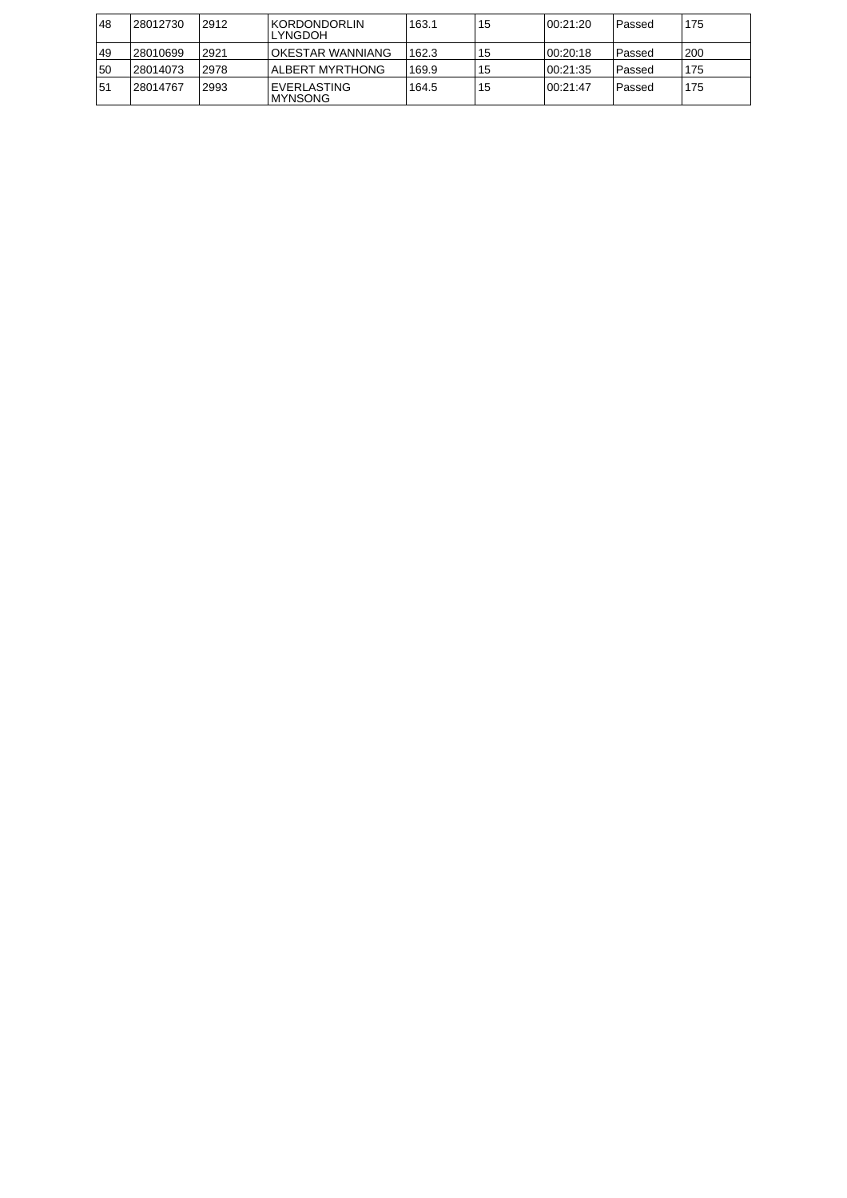| | | | | | | | | |
|---|---|---|---|---|---|---|---|---|
| 48 | 28012730 | 2912 | KORDONDORLIN LYNGDOH | 163.1 | 15 | 00:21:20 | Passed | 175 |
| 49 | 28010699 | 2921 | OKESTAR WANNIANG | 162.3 | 15 | 00:20:18 | Passed | 200 |
| 50 | 28014073 | 2978 | ALBERT MYRTHONG | 169.9 | 15 | 00:21:35 | Passed | 175 |
| 51 | 28014767 | 2993 | EVERLASTING MYNSONG | 164.5 | 15 | 00:21:47 | Passed | 175 |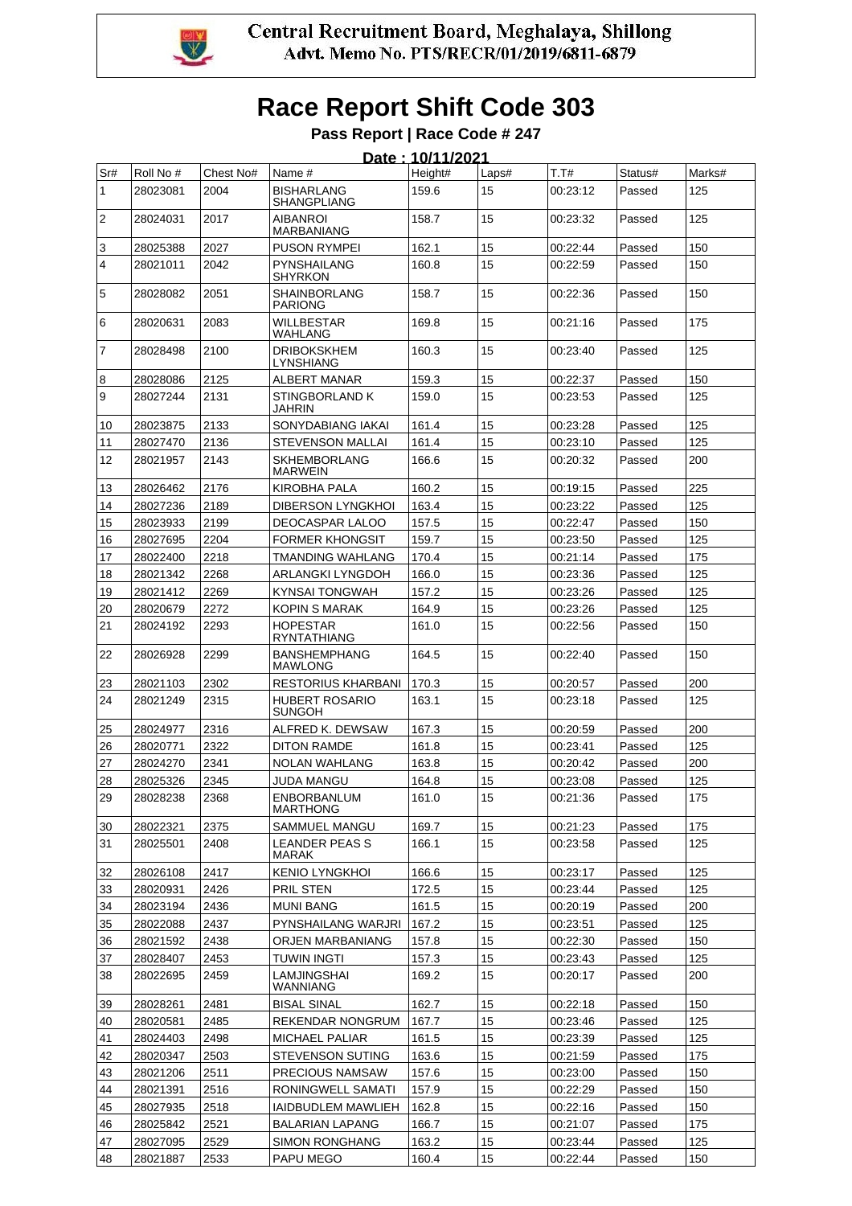Central Recruitment Board, Meghalaya, Shillong
Advt. Memo No. PTS/RECR/01/2019/6811-6879

# Race Report Shift Code 303

**Pass Report | Race Code # 247**

**Date : 10/11/2021**

| Sr# | Roll No # | Chest No# | Name # | Height# | Laps# | T.T# | Status# | Marks# |
|---|---|---|---|---|---|---|---|---|
| 1 | 28023081 | 2004 | BISHARLANG SHANGPLIANG | 159.6 | 15 | 00:23:12 | Passed | 125 |
| 2 | 28024031 | 2017 | AIBANROI MARBANIANG | 158.7 | 15 | 00:23:32 | Passed | 125 |
| 3 | 28025388 | 2027 | PUSON RYMPEI | 162.1 | 15 | 00:22:44 | Passed | 150 |
| 4 | 28021011 | 2042 | PYNSHAILANG SHYRKON | 160.8 | 15 | 00:22:59 | Passed | 150 |
| 5 | 28028082 | 2051 | SHAINBORLANG PARIONG | 158.7 | 15 | 00:22:36 | Passed | 150 |
| 6 | 28020631 | 2083 | WILLBESTAR WAHLANG | 169.8 | 15 | 00:21:16 | Passed | 175 |
| 7 | 28028498 | 2100 | DRIBOKSKHEM LYNSHIANG | 160.3 | 15 | 00:23:40 | Passed | 125 |
| 8 | 28028086 | 2125 | ALBERT MANAR | 159.3 | 15 | 00:22:37 | Passed | 150 |
| 9 | 28027244 | 2131 | STINGBORLAND K JAHRIN | 159.0 | 15 | 00:23:53 | Passed | 125 |
| 10 | 28023875 | 2133 | SONYDABIANG IAKAI | 161.4 | 15 | 00:23:28 | Passed | 125 |
| 11 | 28027470 | 2136 | STEVENSON MALLAI | 161.4 | 15 | 00:23:10 | Passed | 125 |
| 12 | 28021957 | 2143 | SKHEMBORLANG MARWEIN | 166.6 | 15 | 00:20:32 | Passed | 200 |
| 13 | 28026462 | 2176 | KIROBHA PALA | 160.2 | 15 | 00:19:15 | Passed | 225 |
| 14 | 28027236 | 2189 | DIBERSON LYNGKHOI | 163.4 | 15 | 00:23:22 | Passed | 125 |
| 15 | 28023933 | 2199 | DEOCASPAR LALOO | 157.5 | 15 | 00:22:47 | Passed | 150 |
| 16 | 28027695 | 2204 | FORMER KHONGSIT | 159.7 | 15 | 00:23:50 | Passed | 125 |
| 17 | 28022400 | 2218 | TMANDING WAHLANG | 170.4 | 15 | 00:21:14 | Passed | 175 |
| 18 | 28021342 | 2268 | ARLANGKI LYNGDOH | 166.0 | 15 | 00:23:36 | Passed | 125 |
| 19 | 28021412 | 2269 | KYNSAI TONGWAH | 157.2 | 15 | 00:23:26 | Passed | 125 |
| 20 | 28020679 | 2272 | KOPIN S MARAK | 164.9 | 15 | 00:23:26 | Passed | 125 |
| 21 | 28024192 | 2293 | HOPESTAR RYNTATHIANG | 161.0 | 15 | 00:22:56 | Passed | 150 |
| 22 | 28026928 | 2299 | BANSHEMPHANG MAWLONG | 164.5 | 15 | 00:22:40 | Passed | 150 |
| 23 | 28021103 | 2302 | RESTORIUS KHARBANI | 170.3 | 15 | 00:20:57 | Passed | 200 |
| 24 | 28021249 | 2315 | HUBERT ROSARIO SUNGOH | 163.1 | 15 | 00:23:18 | Passed | 125 |
| 25 | 28024977 | 2316 | ALFRED K. DEWSAW | 167.3 | 15 | 00:20:59 | Passed | 200 |
| 26 | 28020771 | 2322 | DITON RAMDE | 161.8 | 15 | 00:23:41 | Passed | 125 |
| 27 | 28024270 | 2341 | NOLAN WAHLANG | 163.8 | 15 | 00:20:42 | Passed | 200 |
| 28 | 28025326 | 2345 | JUDA MANGU | 164.8 | 15 | 00:23:08 | Passed | 125 |
| 29 | 28028238 | 2368 | ENBORBANLUM MARTHONG | 161.0 | 15 | 00:21:36 | Passed | 175 |
| 30 | 28022321 | 2375 | SAMMUEL MANGU | 169.7 | 15 | 00:21:23 | Passed | 175 |
| 31 | 28025501 | 2408 | LEANDER PEAS S MARAK | 166.1 | 15 | 00:23:58 | Passed | 125 |
| 32 | 28026108 | 2417 | KENIO LYNGKHOI | 166.6 | 15 | 00:23:17 | Passed | 125 |
| 33 | 28020931 | 2426 | PRIL STEN | 172.5 | 15 | 00:23:44 | Passed | 125 |
| 34 | 28023194 | 2436 | MUNI BANG | 161.5 | 15 | 00:20:19 | Passed | 200 |
| 35 | 28022088 | 2437 | PYNSHAILANG WARJRI | 167.2 | 15 | 00:23:51 | Passed | 125 |
| 36 | 28021592 | 2438 | ORJEN MARBANIANG | 157.8 | 15 | 00:22:30 | Passed | 150 |
| 37 | 28028407 | 2453 | TUWIN INGTI | 157.3 | 15 | 00:23:43 | Passed | 125 |
| 38 | 28022695 | 2459 | LAMJINGSHAI WANNIANG | 169.2 | 15 | 00:20:17 | Passed | 200 |
| 39 | 28028261 | 2481 | BISAL SINAL | 162.7 | 15 | 00:22:18 | Passed | 150 |
| 40 | 28020581 | 2485 | REKENDAR NONGRUM | 167.7 | 15 | 00:23:46 | Passed | 125 |
| 41 | 28024403 | 2498 | MICHAEL PALIAR | 161.5 | 15 | 00:23:39 | Passed | 125 |
| 42 | 28020347 | 2503 | STEVENSON SUTING | 163.6 | 15 | 00:21:59 | Passed | 175 |
| 43 | 28021206 | 2511 | PRECIOUS NAMSAW | 157.6 | 15 | 00:23:00 | Passed | 150 |
| 44 | 28021391 | 2516 | RONINGWELL SAMATI | 157.9 | 15 | 00:22:29 | Passed | 150 |
| 45 | 28027935 | 2518 | IAIDBUDLEM MAWLIEH | 162.8 | 15 | 00:22:16 | Passed | 150 |
| 46 | 28025842 | 2521 | BALARIAN LAPANG | 166.7 | 15 | 00:21:07 | Passed | 175 |
| 47 | 28027095 | 2529 | SIMON RONGHANG | 163.2 | 15 | 00:23:44 | Passed | 125 |
| 48 | 28021887 | 2533 | PAPU MEGO | 160.4 | 15 | 00:22:44 | Passed | 150 |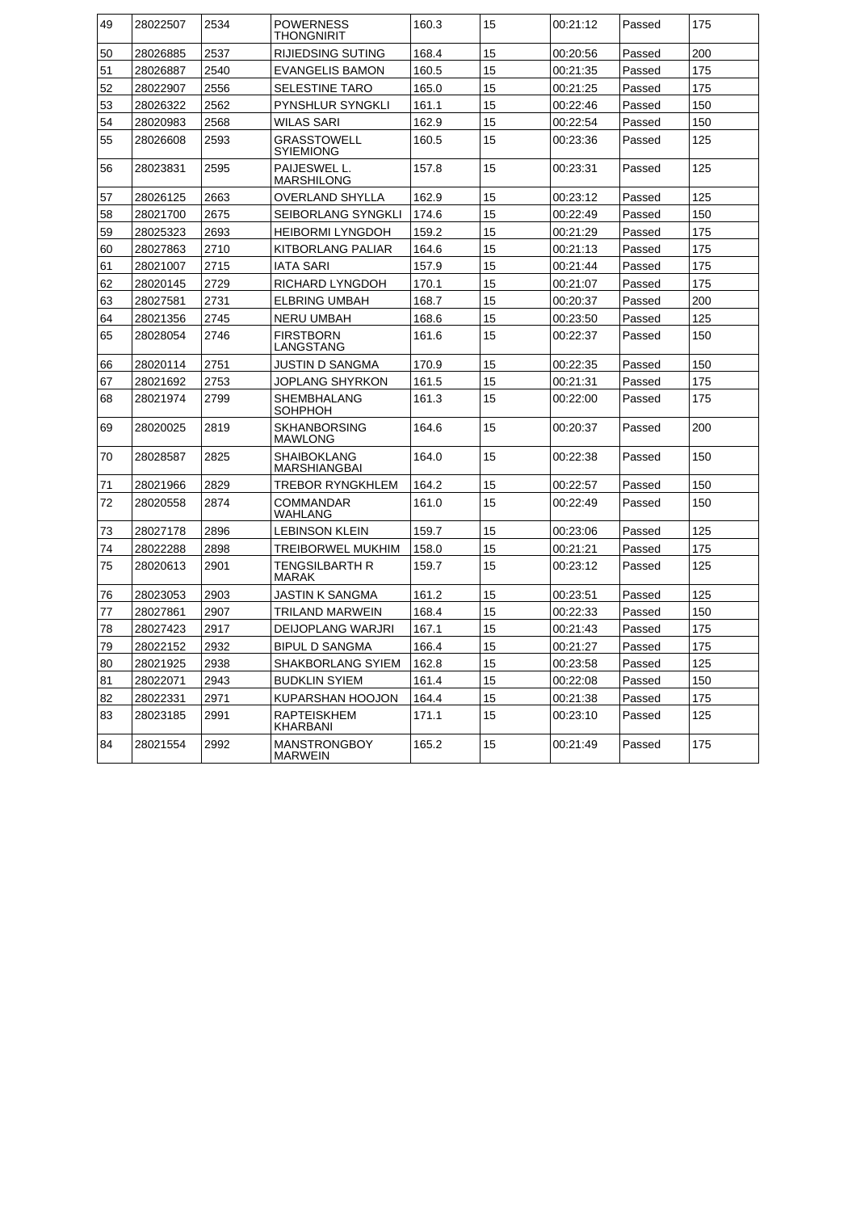| | | | | | | | | |
|---|---|---|---|---|---|---|---|---|
| 49 | 28022507 | 2534 | POWERNESS THONGNIRIT | 160.3 | 15 | 00:21:12 | Passed | 175 |
| 50 | 28026885 | 2537 | RIJIEDSING SUTING | 168.4 | 15 | 00:20:56 | Passed | 200 |
| 51 | 28026887 | 2540 | EVANGELIS BAMON | 160.5 | 15 | 00:21:35 | Passed | 175 |
| 52 | 28022907 | 2556 | SELESTINE TARO | 165.0 | 15 | 00:21:25 | Passed | 175 |
| 53 | 28026322 | 2562 | PYNSHLUR SYNGKLI | 161.1 | 15 | 00:22:46 | Passed | 150 |
| 54 | 28020983 | 2568 | WILAS SARI | 162.9 | 15 | 00:22:54 | Passed | 150 |
| 55 | 28026608 | 2593 | GRASSTOWELL SYIEMIONG | 160.5 | 15 | 00:23:36 | Passed | 125 |
| 56 | 28023831 | 2595 | PAIJESWEL L. MARSHILONG | 157.8 | 15 | 00:23:31 | Passed | 125 |
| 57 | 28026125 | 2663 | OVERLAND SHYLLA | 162.9 | 15 | 00:23:12 | Passed | 125 |
| 58 | 28021700 | 2675 | SEIBORLANG SYNGKLI | 174.6 | 15 | 00:22:49 | Passed | 150 |
| 59 | 28025323 | 2693 | HEIBORMI LYNGDOH | 159.2 | 15 | 00:21:29 | Passed | 175 |
| 60 | 28027863 | 2710 | KITBORLANG PALIAR | 164.6 | 15 | 00:21:13 | Passed | 175 |
| 61 | 28021007 | 2715 | IATA SARI | 157.9 | 15 | 00:21:44 | Passed | 175 |
| 62 | 28020145 | 2729 | RICHARD LYNGDOH | 170.1 | 15 | 00:21:07 | Passed | 175 |
| 63 | 28027581 | 2731 | ELBRING UMBAH | 168.7 | 15 | 00:20:37 | Passed | 200 |
| 64 | 28021356 | 2745 | NERU UMBAH | 168.6 | 15 | 00:23:50 | Passed | 125 |
| 65 | 28028054 | 2746 | FIRSTBORN LANGSTANG | 161.6 | 15 | 00:22:37 | Passed | 150 |
| 66 | 28020114 | 2751 | JUSTIN D SANGMA | 170.9 | 15 | 00:22:35 | Passed | 150 |
| 67 | 28021692 | 2753 | JOPLANG SHYRKON | 161.5 | 15 | 00:21:31 | Passed | 175 |
| 68 | 28021974 | 2799 | SHEMBHALANG SOHPHOH | 161.3 | 15 | 00:22:00 | Passed | 175 |
| 69 | 28020025 | 2819 | SKHANBORSING MAWLONG | 164.6 | 15 | 00:20:37 | Passed | 200 |
| 70 | 28028587 | 2825 | SHAIBOKLANG MARSHIANGBAI | 164.0 | 15 | 00:22:38 | Passed | 150 |
| 71 | 28021966 | 2829 | TREBOR RYNGKHLEM | 164.2 | 15 | 00:22:57 | Passed | 150 |
| 72 | 28020558 | 2874 | COMMANDAR WAHLANG | 161.0 | 15 | 00:22:49 | Passed | 150 |
| 73 | 28027178 | 2896 | LEBINSON KLEIN | 159.7 | 15 | 00:23:06 | Passed | 125 |
| 74 | 28022288 | 2898 | TREIBORWEL MUKHIM | 158.0 | 15 | 00:21:21 | Passed | 175 |
| 75 | 28020613 | 2901 | TENGSILBARTH R MARAK | 159.7 | 15 | 00:23:12 | Passed | 125 |
| 76 | 28023053 | 2903 | JASTIN K SANGMA | 161.2 | 15 | 00:23:51 | Passed | 125 |
| 77 | 28027861 | 2907 | TRILAND MARWEIN | 168.4 | 15 | 00:22:33 | Passed | 150 |
| 78 | 28027423 | 2917 | DEIJOPLANG WARJRI | 167.1 | 15 | 00:21:43 | Passed | 175 |
| 79 | 28022152 | 2932 | BIPUL D SANGMA | 166.4 | 15 | 00:21:27 | Passed | 175 |
| 80 | 28021925 | 2938 | SHAKBORLANG SYIEM | 162.8 | 15 | 00:23:58 | Passed | 125 |
| 81 | 28022071 | 2943 | BUDKLIN SYIEM | 161.4 | 15 | 00:22:08 | Passed | 150 |
| 82 | 28022331 | 2971 | KUPARSHAN HOOJON | 164.4 | 15 | 00:21:38 | Passed | 175 |
| 83 | 28023185 | 2991 | RAPTEISKHEM KHARBANI | 171.1 | 15 | 00:23:10 | Passed | 125 |
| 84 | 28021554 | 2992 | MANSTRONGBOY MARWEIN | 165.2 | 15 | 00:21:49 | Passed | 175 |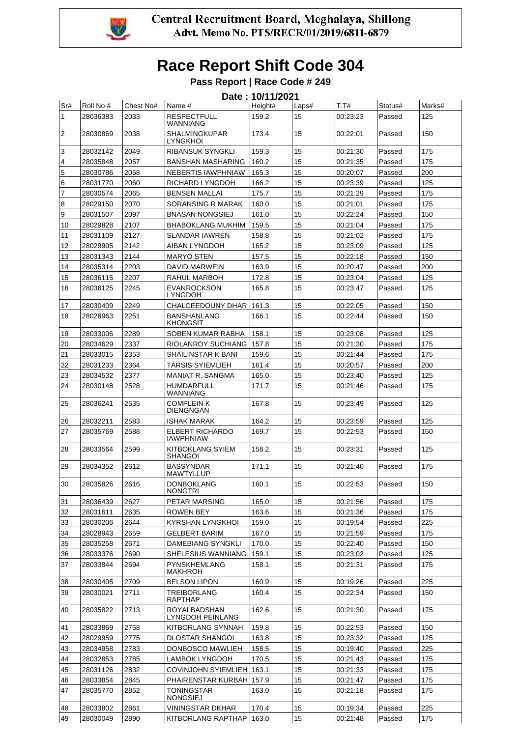**Central Recruitment Board, Meghalaya, Shillong**
**Advt. Memo No. PTS/RECR/01/2019/6811-6879**

# Race Report Shift Code 304

**Pass Report | Race Code # 249**

**Date : 10/11/2021**

| Sr# | Roll No # | Chest No# | Name # | Height# | Laps# | T.T# | Status# | Marks# |
|---|---|---|---|---|---|---|---|---|
| 1 | 28036383 | 2033 | RESPECTFULL WANNIANG | 159.2 | 15 | 00:23:23 | Passed | 125 |
| 2 | 28030869 | 2038 | SHALMINGKUPAR LYNGKHOI | 173.4 | 15 | 00:22:01 | Passed | 150 |
| 3 | 28032142 | 2049 | RIBANSUK SYNGKLI | 159.3 | 15 | 00:21:30 | Passed | 175 |
| 4 | 28035848 | 2057 | BANSHAN MASHARING | 160.2 | 15 | 00:21:35 | Passed | 175 |
| 5 | 28030786 | 2058 | NEBERTIS IAWPHNIAW | 165.3 | 15 | 00:20:07 | Passed | 200 |
| 6 | 28031770 | 2060 | RICHARD LYNGDOH | 166.2 | 15 | 00:23:39 | Passed | 125 |
| 7 | 28030574 | 2065 | BENSEN MALLAI | 175.7 | 15 | 00:21:29 | Passed | 175 |
| 8 | 28029150 | 2070 | SORANSING R MARAK | 160.0 | 15 | 00:21:01 | Passed | 175 |
| 9 | 28031507 | 2097 | BNASAN NONGSIEJ | 161.0 | 15 | 00:22:24 | Passed | 150 |
| 10 | 28029828 | 2107 | BHABOKLANG MUKHIM | 159.5 | 15 | 00:21:04 | Passed | 175 |
| 11 | 28031109 | 2127 | SLANDAR IAWREN | 158.8 | 15 | 00:21:02 | Passed | 175 |
| 12 | 28029905 | 2142 | AIBAN LYNGDOH | 165.2 | 15 | 00:23:09 | Passed | 125 |
| 13 | 28031343 | 2144 | MARYO STEN | 157.5 | 15 | 00:22:18 | Passed | 150 |
| 14 | 28035314 | 2203 | DAVID MARWEIN | 163.9 | 15 | 00:20:47 | Passed | 200 |
| 15 | 28036115 | 2207 | RAHUL MARBOH | 172.8 | 15 | 00:23:04 | Passed | 125 |
| 16 | 28036125 | 2245 | EVANROCKSON LYNGDOH | 165.8 | 15 | 00:23:47 | Passed | 125 |
| 17 | 28030409 | 2249 | CHALCEEDOUNY DHAR | 161.3 | 15 | 00:22:05 | Passed | 150 |
| 18 | 28028963 | 2251 | BANSHANLANG KHONGSIT | 166.1 | 15 | 00:22:44 | Passed | 150 |
| 19 | 28033006 | 2289 | SOBEN KUMAR RABHA | 158.1 | 15 | 00:23:08 | Passed | 125 |
| 20 | 28034629 | 2337 | RIOLANROY SUCHIANG | 157.8 | 15 | 00:21:30 | Passed | 175 |
| 21 | 28033015 | 2353 | SHAILINSTAR K BANI | 159.6 | 15 | 00:21:44 | Passed | 175 |
| 22 | 28031233 | 2364 | TARSIS SYIEMLIEH | 161.4 | 15 | 00:20:57 | Passed | 200 |
| 23 | 28034532 | 2377 | MANIAT R. SANGMA | 165.0 | 15 | 00:23:40 | Passed | 125 |
| 24 | 28030148 | 2528 | HUMDARFULL WANNIANG | 171.7 | 15 | 00:21:46 | Passed | 175 |
| 25 | 28036241 | 2535 | COMPLEIN K DIENGNGAN | 167.8 | 15 | 00:23:49 | Passed | 125 |
| 26 | 28032211 | 2583 | ISHAK MARAK | 164.2 | 15 | 00:23:59 | Passed | 125 |
| 27 | 28035769 | 2588 | ELBERT RICHARDO IAWPHNIAW | 169.7 | 15 | 00:22:53 | Passed | 150 |
| 28 | 28033564 | 2599 | KITBOKLANG SYIEM SHANGOI | 158.2 | 15 | 00:23:31 | Passed | 125 |
| 29 | 28034352 | 2612 | BASSYNDAR MAWTYLLUP | 171.1 | 15 | 00:21:40 | Passed | 175 |
| 30 | 28035826 | 2616 | DONBOKLANG NONGTRI | 160.1 | 15 | 00:22:53 | Passed | 150 |
| 31 | 28036439 | 2627 | PETAR MARSING | 165.0 | 15 | 00:21:56 | Passed | 175 |
| 32 | 28031611 | 2635 | ROWEN BEY | 163.6 | 15 | 00:21:36 | Passed | 175 |
| 33 | 28030206 | 2644 | KYRSHAN LYNGKHOI | 159.0 | 15 | 00:19:54 | Passed | 225 |
| 34 | 28028943 | 2659 | GELBERT BARIM | 167.0 | 15 | 00:21:59 | Passed | 175 |
| 35 | 28035258 | 2671 | DAMEBIANG SYNGKLI | 170.0 | 15 | 00:22:40 | Passed | 150 |
| 36 | 28033376 | 2690 | SHELESIUS WANNIANG | 159.1 | 15 | 00:23:02 | Passed | 125 |
| 37 | 28033844 | 2694 | PYNSKHEMLANG MAKHROH | 158.1 | 15 | 00:21:31 | Passed | 175 |
| 38 | 28030405 | 2709 | BELSON LIPON | 160.9 | 15 | 00:19:26 | Passed | 225 |
| 39 | 28030021 | 2711 | TREIBORLANG RAPTHAP | 160.4 | 15 | 00:22:34 | Passed | 150 |
| 40 | 28035822 | 2713 | ROYALBADSHAN LYNGDOH PEINLANG | 162.6 | 15 | 00:21:30 | Passed | 175 |
| 41 | 28033869 | 2758 | KITBORLANG SYNNAH | 159.8 | 15 | 00:22:53 | Passed | 150 |
| 42 | 28029959 | 2775 | DLOSTAR SHANGOI | 163.8 | 15 | 00:23:32 | Passed | 125 |
| 43 | 28034958 | 2783 | DONBOSCO MAWLIEH | 158.5 | 15 | 00:19:40 | Passed | 225 |
| 44 | 28032853 | 2785 | LAMBOK LYNGDOH | 170.5 | 15 | 00:21:43 | Passed | 175 |
| 45 | 28031126 | 2832 | COVINJOHN SYIEMLIEH | 163.1 | 15 | 00:21:33 | Passed | 175 |
| 46 | 28033854 | 2845 | PHAIRENSTAR KURBAH | 157.9 | 15 | 00:21:47 | Passed | 175 |
| 47 | 28035770 | 2852 | TONINGSTAR NONGSIEJ | 163.0 | 15 | 00:21:18 | Passed | 175 |
| 48 | 28033802 | 2861 | VININGSTAR DKHAR | 170.4 | 15 | 00:19:34 | Passed | 225 |
| 49 | 28030049 | 2890 | KITBORLANG RAPTHAP | 163.0 | 15 | 00:21:48 | Passed | 175 |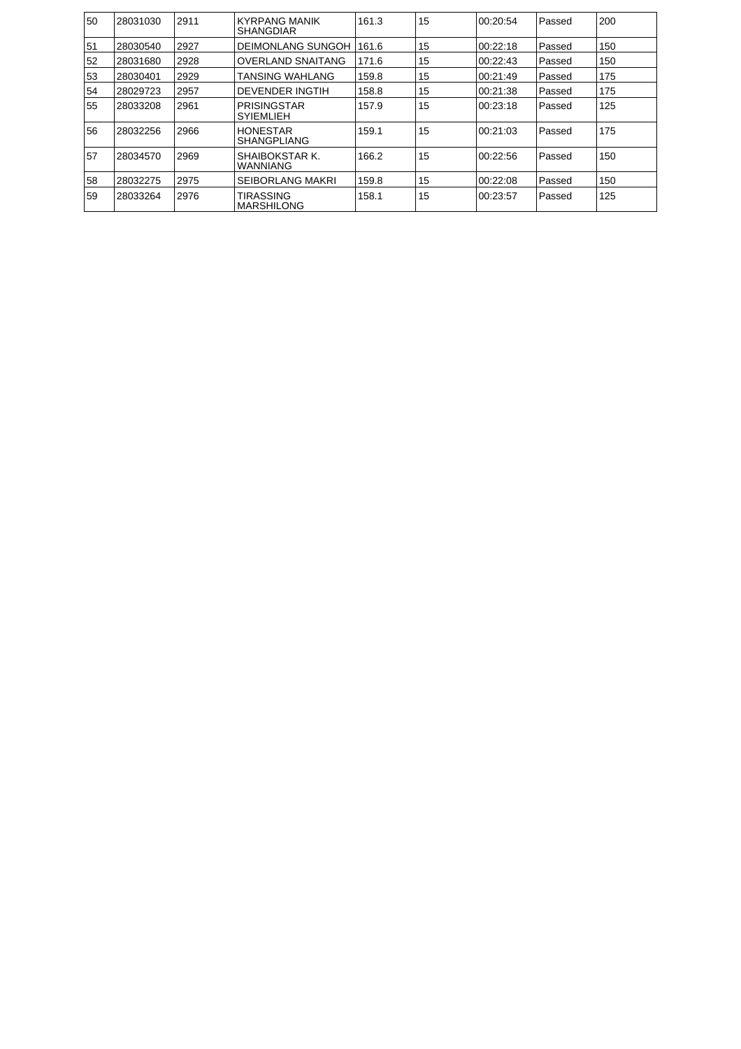| | | | | | | | | |
|---|---|---|---|---|---|---|---|---|
| 50 | 28031030 | 2911 | KYRPANG MANIK SHANGDIAR | 161.3 | 15 | 00:20:54 | Passed | 200 |
| 51 | 28030540 | 2927 | DEIMONLANG SUNGOH | 161.6 | 15 | 00:22:18 | Passed | 150 |
| 52 | 28031680 | 2928 | OVERLAND SNAITANG | 171.6 | 15 | 00:22:43 | Passed | 150 |
| 53 | 28030401 | 2929 | TANSING WAHLANG | 159.8 | 15 | 00:21:49 | Passed | 175 |
| 54 | 28029723 | 2957 | DEVENDER INGTIH | 158.8 | 15 | 00:21:38 | Passed | 175 |
| 55 | 28033208 | 2961 | PRISINGSTAR SYIEMLIEH | 157.9 | 15 | 00:23:18 | Passed | 125 |
| 56 | 28032256 | 2966 | HONESTAR SHANGPLIANG | 159.1 | 15 | 00:21:03 | Passed | 175 |
| 57 | 28034570 | 2969 | SHAIBOKSTAR K. WANNIANG | 166.2 | 15 | 00:22:56 | Passed | 150 |
| 58 | 28032275 | 2975 | SEIBORLANG MAKRI | 159.8 | 15 | 00:22:08 | Passed | 150 |
| 59 | 28033264 | 2976 | TIRASSING MARSHILONG | 158.1 | 15 | 00:23:57 | Passed | 125 |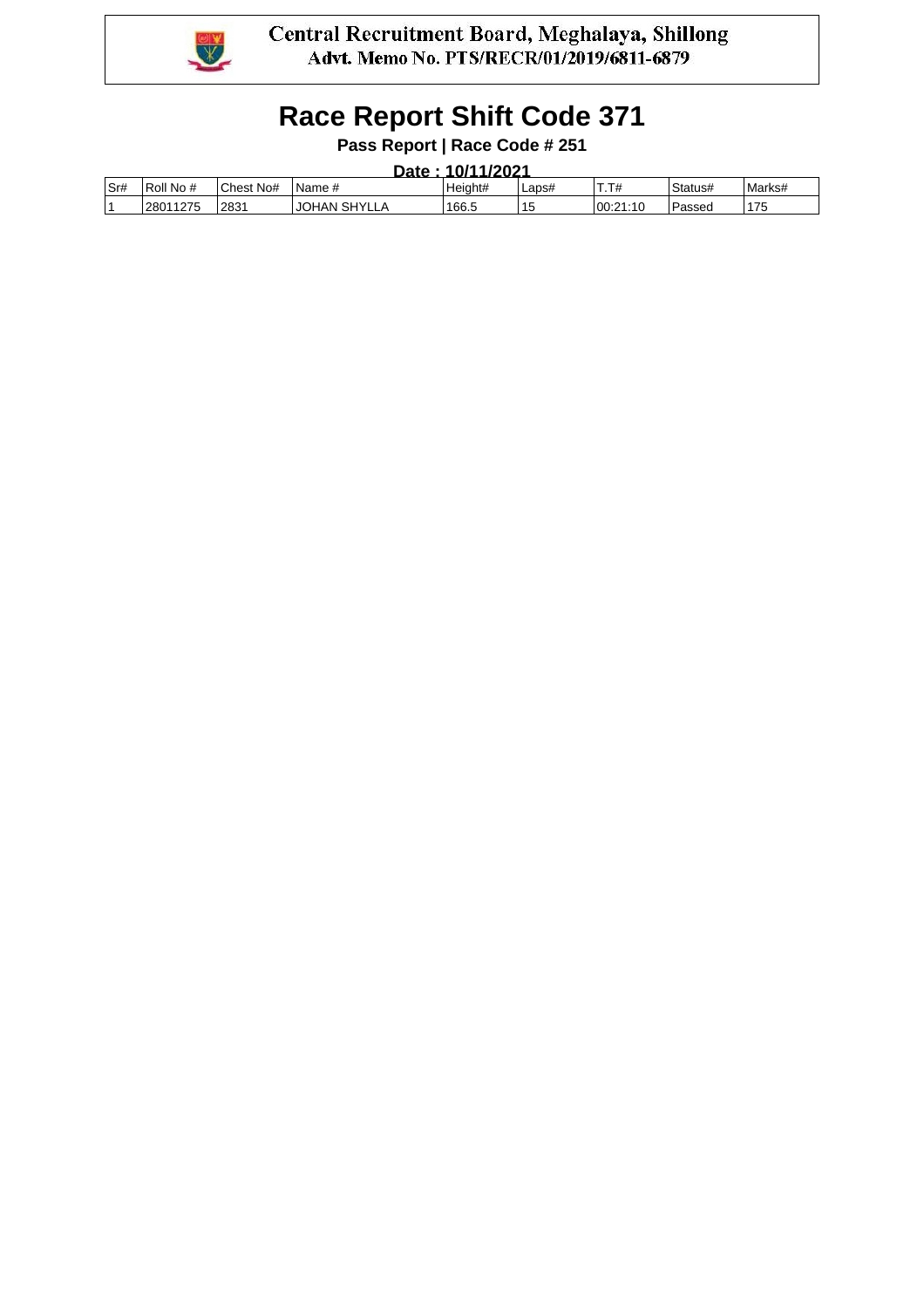Central Recruitment Board, Meghalaya, Shillong
Advt. Memo No. PTS/RECR/01/2019/6811-6879

# Race Report Shift Code 371

**Pass Report | Race Code # 251**

**Date : 10/11/2021**

| Sr# | Roll No # | Chest No# | Name # | Height# | Laps# | T.T# | Status# | Marks# |
|---|---|---|---|---|---|---|---|---|
| 1 | 28011275 | 2831 | JOHAN SHYLLA | 166.5 | 15 | 00:21:10 | Passed | 175 |